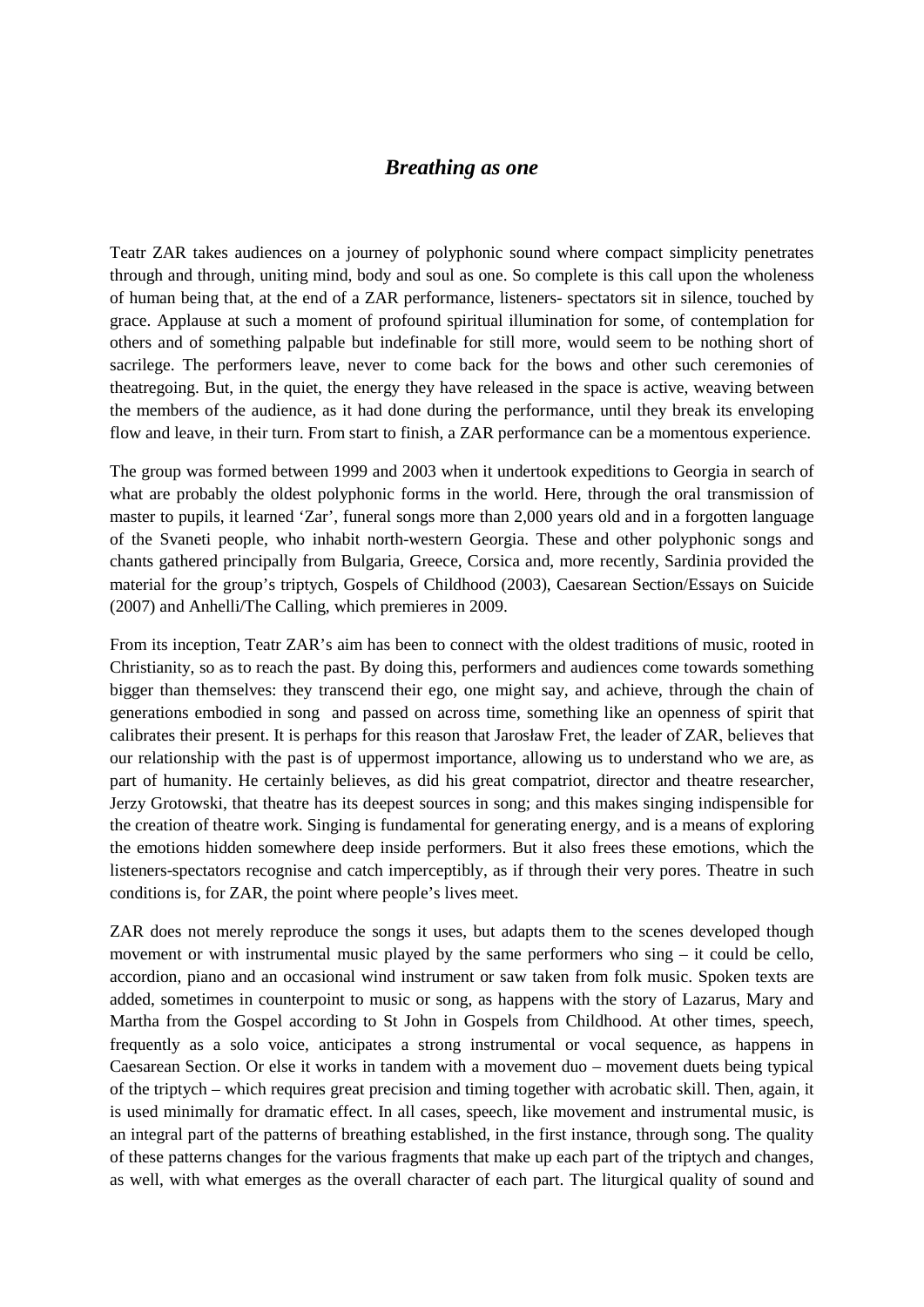# *Breathing as one*

Teatr ZAR takes audiences on a journey of polyphonic sound where compact simplicity penetrates through and through, uniting mind, body and soul as one. So complete is this call upon the wholeness of human being that, at the end of a ZAR performance, listeners- spectators sit in silence, touched by grace. Applause at such a moment of profound spiritual illumination for some, of contemplation for others and of something palpable but indefinable for still more, would seem to be nothing short of sacrilege. The performers leave, never to come back for the bows and other such ceremonies of theatregoing. But, in the quiet, the energy they have released in the space is active, weaving between the members of the audience, as it had done during the performance, until they break its enveloping flow and leave, in their turn. From start to finish, a ZAR performance can be a momentous experience.

The group was formed between 1999 and 2003 when it undertook expeditions to Georgia in search of what are probably the oldest polyphonic forms in the world. Here, through the oral transmission of master to pupils, it learned 'Zar', funeral songs more than 2,000 years old and in a forgotten language of the Svaneti people, who inhabit north-western Georgia. These and other polyphonic songs and chants gathered principally from Bulgaria, Greece, Corsica and, more recently, Sardinia provided the material for the group's triptych, Gospels of Childhood (2003), Caesarean Section/Essays on Suicide (2007) and Anhelli/The Calling, which premieres in 2009.

From its inception, Teatr ZAR's aim has been to connect with the oldest traditions of music, rooted in Christianity, so as to reach the past. By doing this, performers and audiences come towards something bigger than themselves: they transcend their ego, one might say, and achieve, through the chain of generations embodied in song and passed on across time, something like an openness of spirit that calibrates their present. It is perhaps for this reason that Jarosław Fret, the leader of ZAR, believes that our relationship with the past is of uppermost importance, allowing us to understand who we are, as part of humanity. He certainly believes, as did his great compatriot, director and theatre researcher, Jerzy Grotowski, that theatre has its deepest sources in song; and this makes singing indispensible for the creation of theatre work. Singing is fundamental for generating energy, and is a means of exploring the emotions hidden somewhere deep inside performers. But it also frees these emotions, which the listeners-spectators recognise and catch imperceptibly, as if through their very pores. Theatre in such conditions is, for ZAR, the point where people's lives meet.

ZAR does not merely reproduce the songs it uses, but adapts them to the scenes developed though movement or with instrumental music played by the same performers who sing – it could be cello, accordion, piano and an occasional wind instrument or saw taken from folk music. Spoken texts are added, sometimes in counterpoint to music or song, as happens with the story of Lazarus, Mary and Martha from the Gospel according to St John in Gospels from Childhood. At other times, speech, frequently as a solo voice, anticipates a strong instrumental or vocal sequence, as happens in Caesarean Section. Or else it works in tandem with a movement duo – movement duets being typical of the triptych – which requires great precision and timing together with acrobatic skill. Then, again, it is used minimally for dramatic effect. In all cases, speech, like movement and instrumental music, is an integral part of the patterns of breathing established, in the first instance, through song. The quality of these patterns changes for the various fragments that make up each part of the triptych and changes, as well, with what emerges as the overall character of each part. The liturgical quality of sound and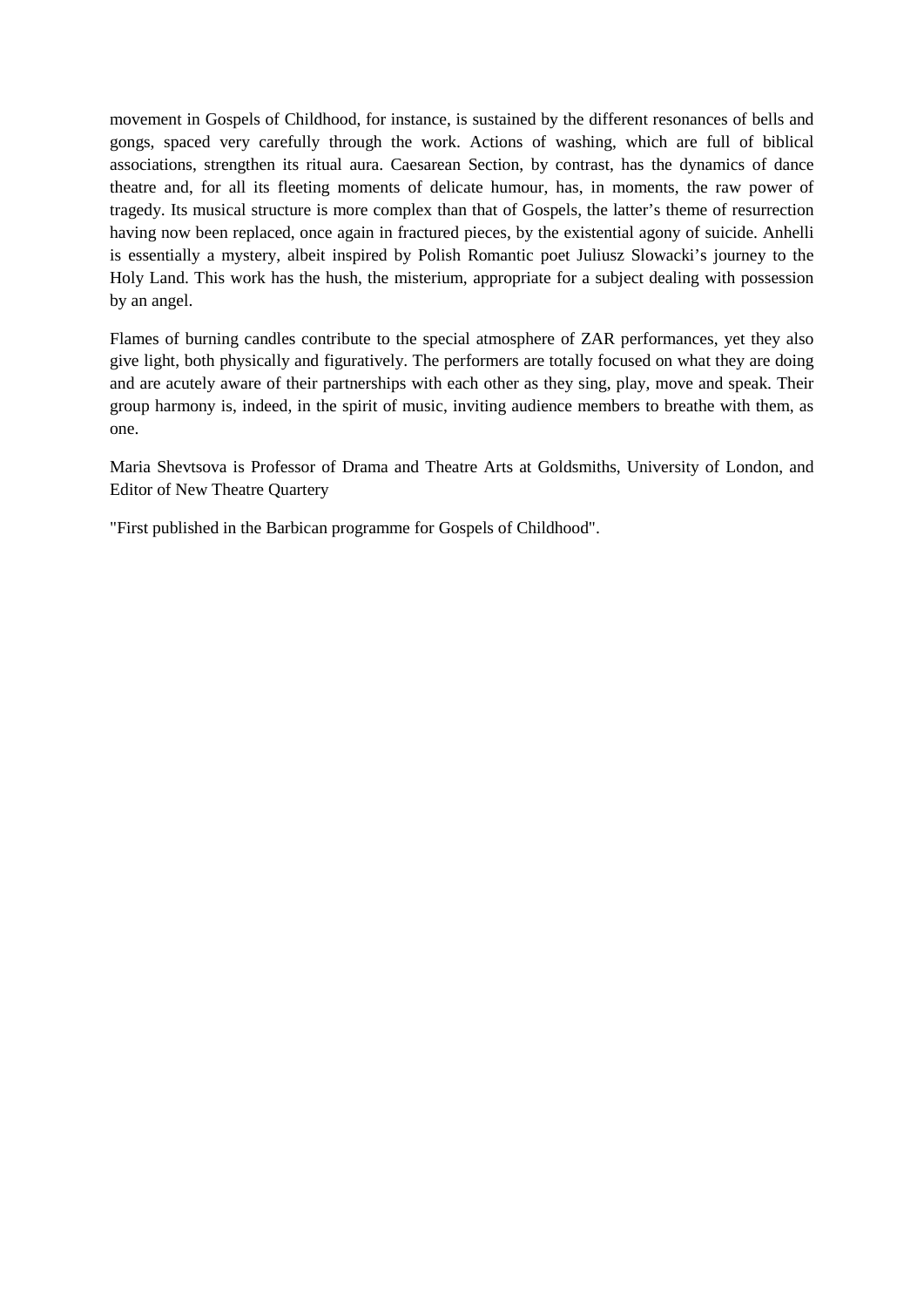movement in Gospels of Childhood, for instance, is sustained by the different resonances of bells and gongs, spaced very carefully through the work. Actions of washing, which are full of biblical associations, strengthen its ritual aura. Caesarean Section, by contrast, has the dynamics of dance theatre and, for all its fleeting moments of delicate humour, has, in moments, the raw power of tragedy. Its musical structure is more complex than that of Gospels, the latter's theme of resurrection having now been replaced, once again in fractured pieces, by the existential agony of suicide. Anhelli is essentially a mystery, albeit inspired by Polish Romantic poet Juliusz Slowacki's journey to the Holy Land. This work has the hush, the misterium, appropriate for a subject dealing with possession by an angel.

Flames of burning candles contribute to the special atmosphere of ZAR performances, yet they also give light, both physically and figuratively. The performers are totally focused on what they are doing and are acutely aware of their partnerships with each other as they sing, play, move and speak. Their group harmony is, indeed, in the spirit of music, inviting audience members to breathe with them, as one.

Maria Shevtsova is Professor of Drama and Theatre Arts at Goldsmiths, University of London, and Editor of New Theatre Quartery

"First published in the Barbican programme for Gospels of Childhood".